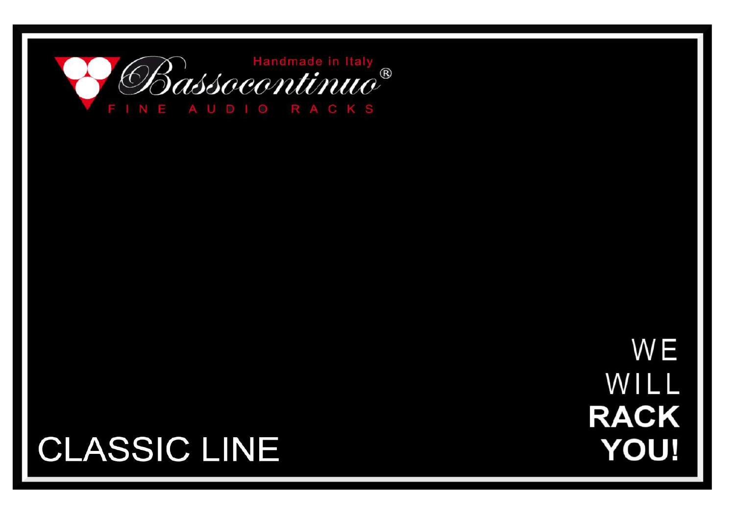Handmade in Italy

# Bassocontinuo®

FINE AUDIO RACKS

# CLASSIC LINE

WE
WILL
**RACK**
**YOU!**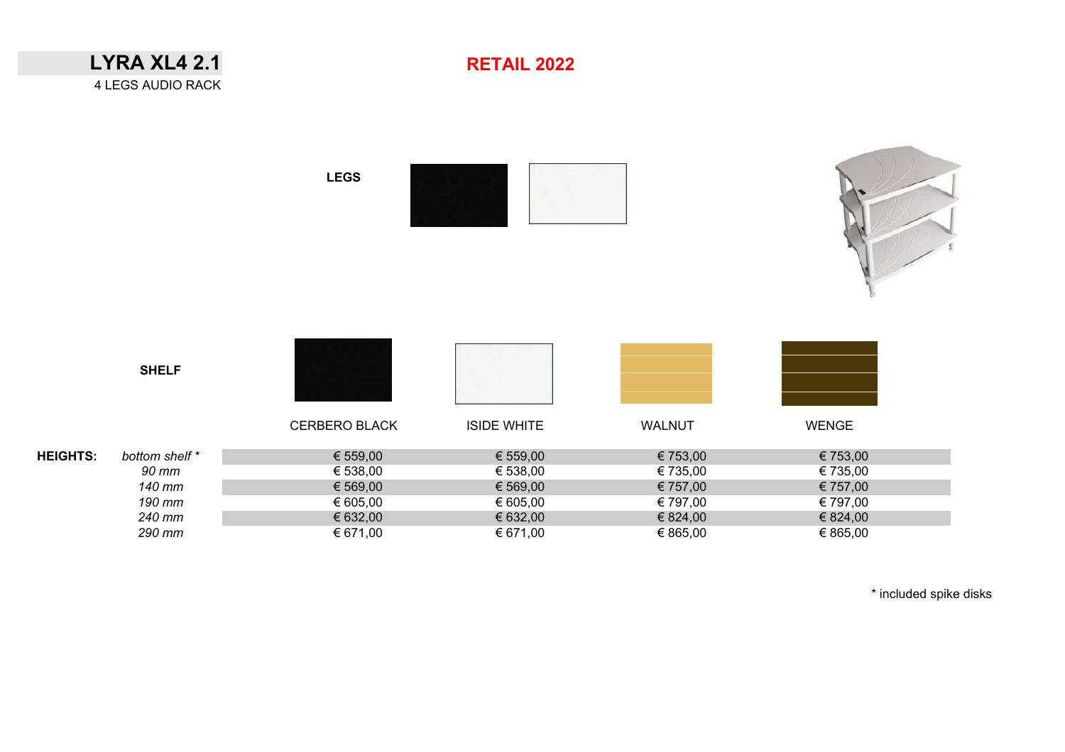# LYRA XL4 2.1

4 LEGS AUDIO RACK

## RETAIL 2022

**LEGS**

**SHELF**

| **HEIGHTS:** | | CERBERO BLACK | ISIDE WHITE | WALNUT | WENGE |
|---|---|---|---|---|---|
| | *bottom shelf* * | € 559,00 | € 559,00 | € 753,00 | € 753,00 |
| | *90 mm* | € 538,00 | € 538,00 | € 735,00 | € 735,00 |
| | *140 mm* | € 569,00 | € 569,00 | € 757,00 | € 757,00 |
| | *190 mm* | € 605,00 | € 605,00 | € 797,00 | € 797,00 |
| | *240 mm* | € 632,00 | € 632,00 | € 824,00 | € 824,00 |
| | *290 mm* | € 671,00 | € 671,00 | € 865,00 | € 865,00 |

* included spike disks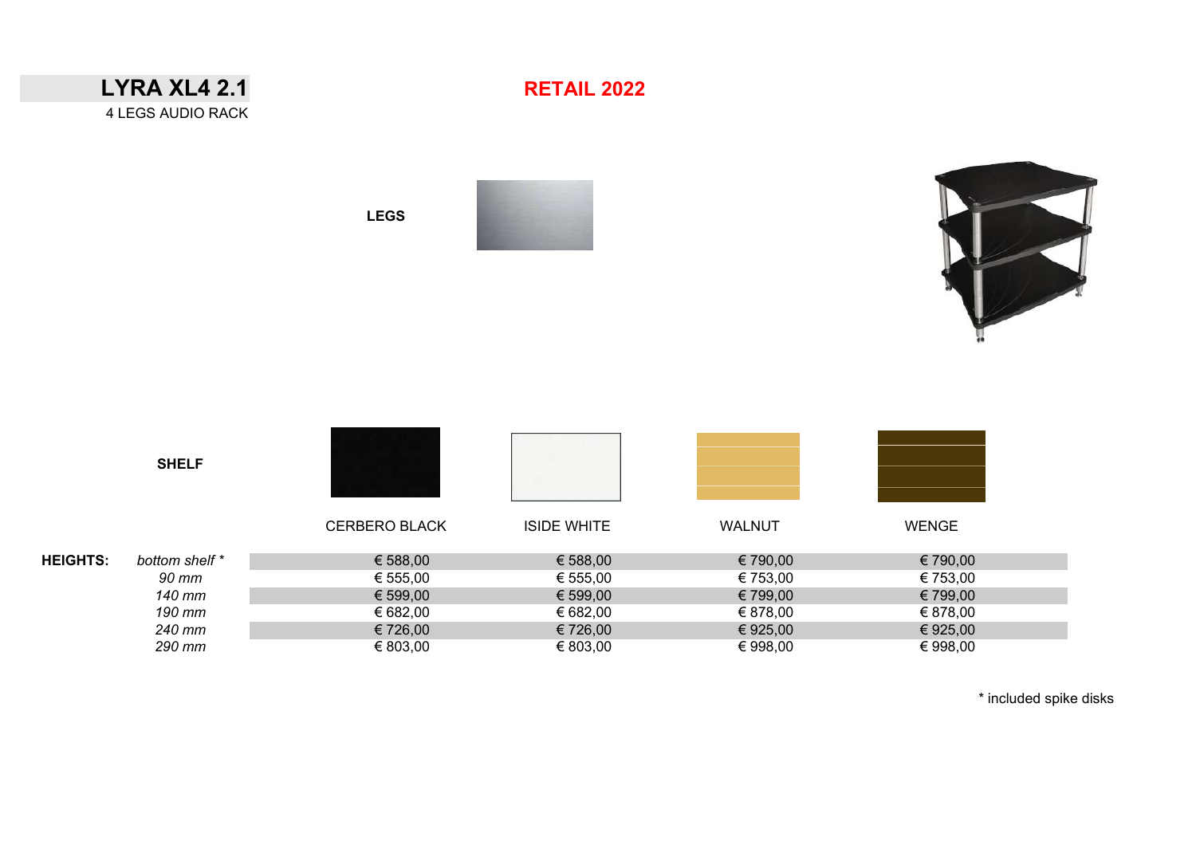# LYRA XL4 2.1

4 LEGS AUDIO RACK

**RETAIL 2022**

**LEGS**

**SHELF**

| **HEIGHTS:** | | CERBERO BLACK | ISIDE WHITE | WALNUT | WENGE |
|---|---|---|---|---|---|
| | *bottom shelf \** | € 588,00 | € 588,00 | € 790,00 | € 790,00 |
| | *90 mm* | € 555,00 | € 555,00 | € 753,00 | € 753,00 |
| | *140 mm* | € 599,00 | € 599,00 | € 799,00 | € 799,00 |
| | *190 mm* | € 682,00 | € 682,00 | € 878,00 | € 878,00 |
| | *240 mm* | € 726,00 | € 726,00 | € 925,00 | € 925,00 |
| | *290 mm* | € 803,00 | € 803,00 | € 998,00 | € 998,00 |

\* included spike disks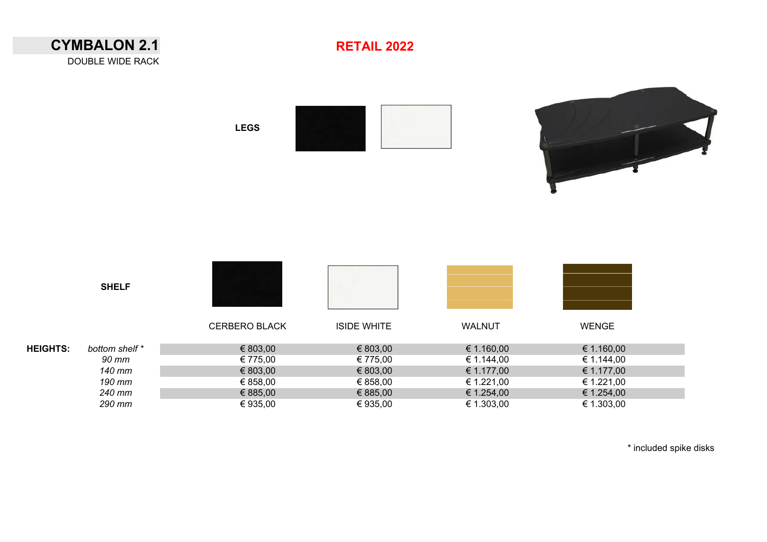# CYMBALON 2.1

DOUBLE WIDE RACK

## RETAIL 2022

**LEGS**

**SHELF**

| **HEIGHTS:** | | CERBERO BLACK | ISIDE WHITE | WALNUT | WENGE |
|---|---|---|---|---|---|
| | *bottom shelf ** | € 803,00 | € 803,00 | € 1.160,00 | € 1.160,00 |
| | *90 mm* | € 775,00 | € 775,00 | € 1.144,00 | € 1.144,00 |
| | *140 mm* | € 803,00 | € 803,00 | € 1.177,00 | € 1.177,00 |
| | *190 mm* | € 858,00 | € 858,00 | € 1.221,00 | € 1.221,00 |
| | *240 mm* | € 885,00 | € 885,00 | € 1.254,00 | € 1.254,00 |
| | *290 mm* | € 935,00 | € 935,00 | € 1.303,00 | € 1.303,00 |

* included spike disks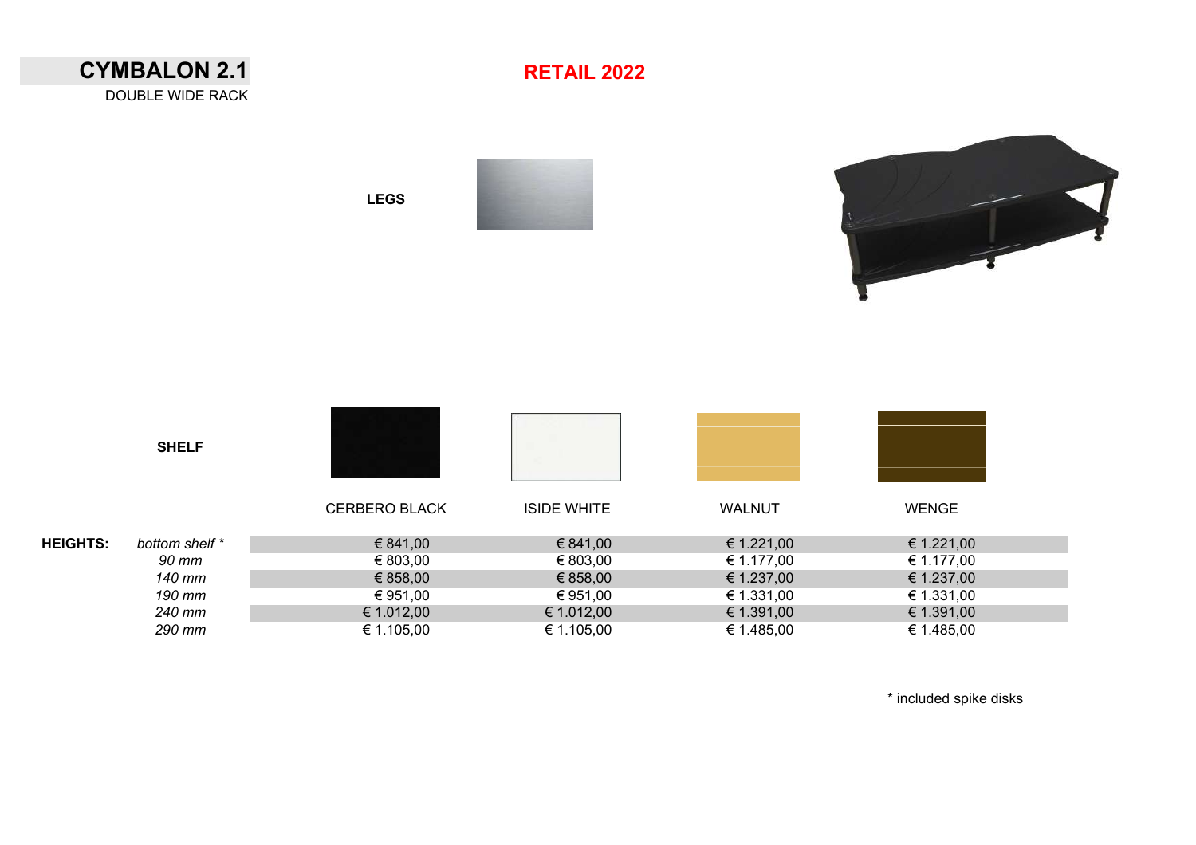# CYMBALON 2.1

DOUBLE WIDE RACK

**RETAIL 2022**

**LEGS**

**SHELF**

| **HEIGHTS:** | | CERBERO BLACK | ISIDE WHITE | WALNUT | WENGE |
|---|---|---|---|---|---|
| | *bottom shelf ** | € 841,00 | € 841,00 | € 1.221,00 | € 1.221,00 |
| | *90 mm* | € 803,00 | € 803,00 | € 1.177,00 | € 1.177,00 |
| | *140 mm* | € 858,00 | € 858,00 | € 1.237,00 | € 1.237,00 |
| | *190 mm* | € 951,00 | € 951,00 | € 1.331,00 | € 1.331,00 |
| | *240 mm* | € 1.012,00 | € 1.012,00 | € 1.391,00 | € 1.391,00 |
| | *290 mm* | € 1.105,00 | € 1.105,00 | € 1.485,00 | € 1.485,00 |

* included spike disks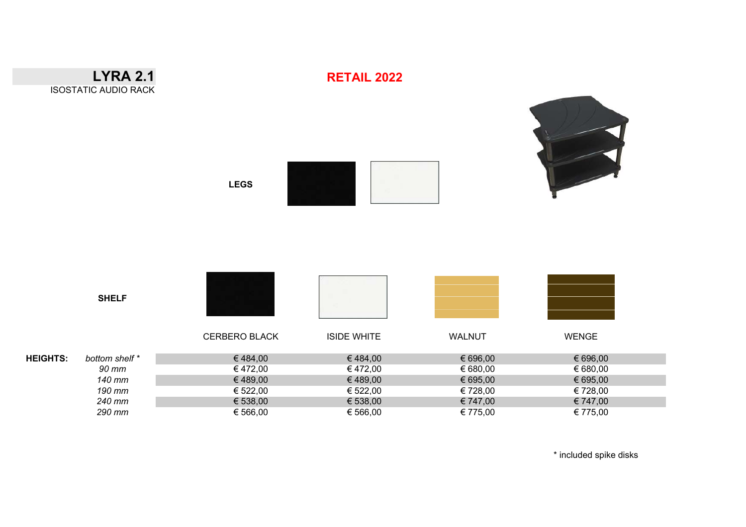# LYRA 2.1

ISOSTATIC AUDIO RACK

**RETAIL 2022**

**LEGS**

**SHELF**

| HEIGHTS: | | CERBERO BLACK | ISIDE WHITE | WALNUT | WENGE |
|---|---|---|---|---|---|
| | *bottom shelf \** | € 484,00 | € 484,00 | € 696,00 | € 696,00 |
| | *90 mm* | € 472,00 | € 472,00 | € 680,00 | € 680,00 |
| | *140 mm* | € 489,00 | € 489,00 | € 695,00 | € 695,00 |
| | *190 mm* | € 522,00 | € 522,00 | € 728,00 | € 728,00 |
| | *240 mm* | € 538,00 | € 538,00 | € 747,00 | € 747,00 |
| | *290 mm* | € 566,00 | € 566,00 | € 775,00 | € 775,00 |

\* included spike disks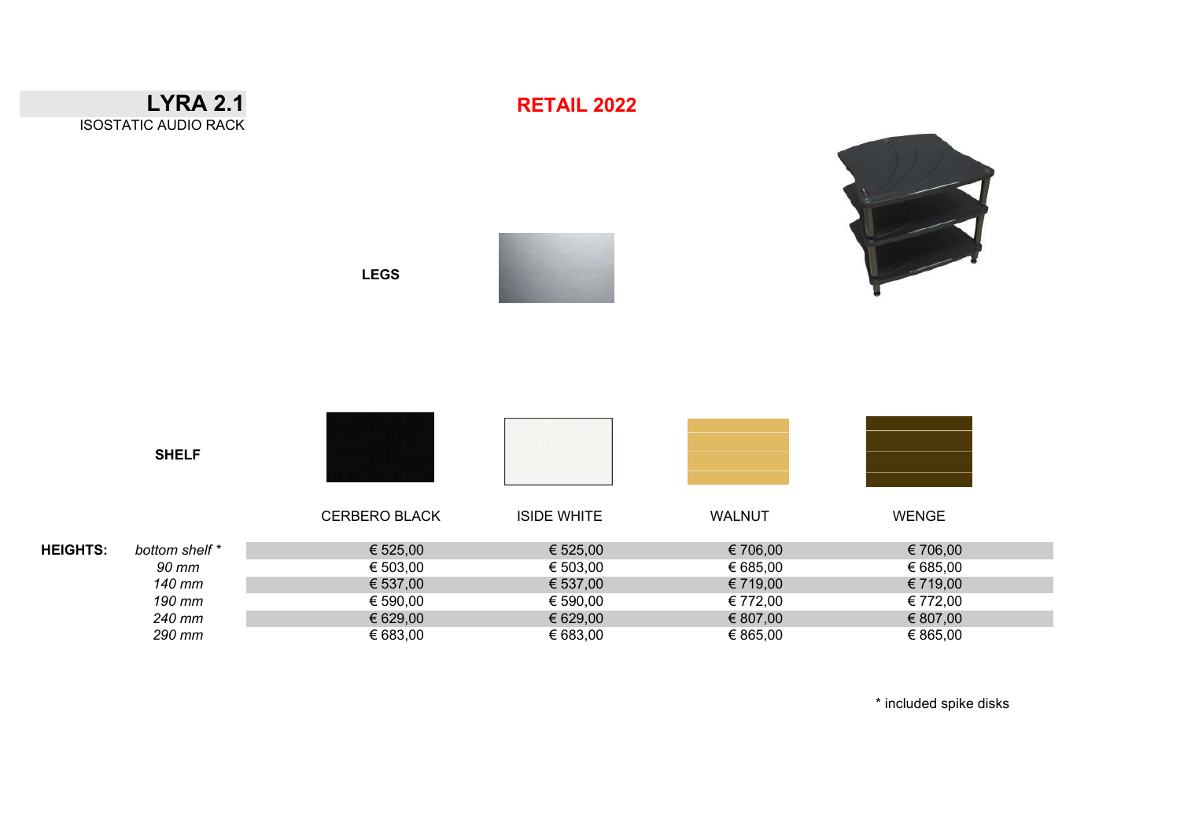# LYRA 2.1

ISOSTATIC AUDIO RACK

## RETAIL 2022

**LEGS**

**SHELF**

| **HEIGHTS:** | | CERBERO BLACK | ISIDE WHITE | WALNUT | WENGE |
|---|---|---|---|---|---|
| | *bottom shelf \** | € 525,00 | € 525,00 | € 706,00 | € 706,00 |
| | *90 mm* | € 503,00 | € 503,00 | € 685,00 | € 685,00 |
| | *140 mm* | € 537,00 | € 537,00 | € 719,00 | € 719,00 |
| | *190 mm* | € 590,00 | € 590,00 | € 772,00 | € 772,00 |
| | *240 mm* | € 629,00 | € 629,00 | € 807,00 | € 807,00 |
| | *290 mm* | € 683,00 | € 683,00 | € 865,00 | € 865,00 |

\* included spike disks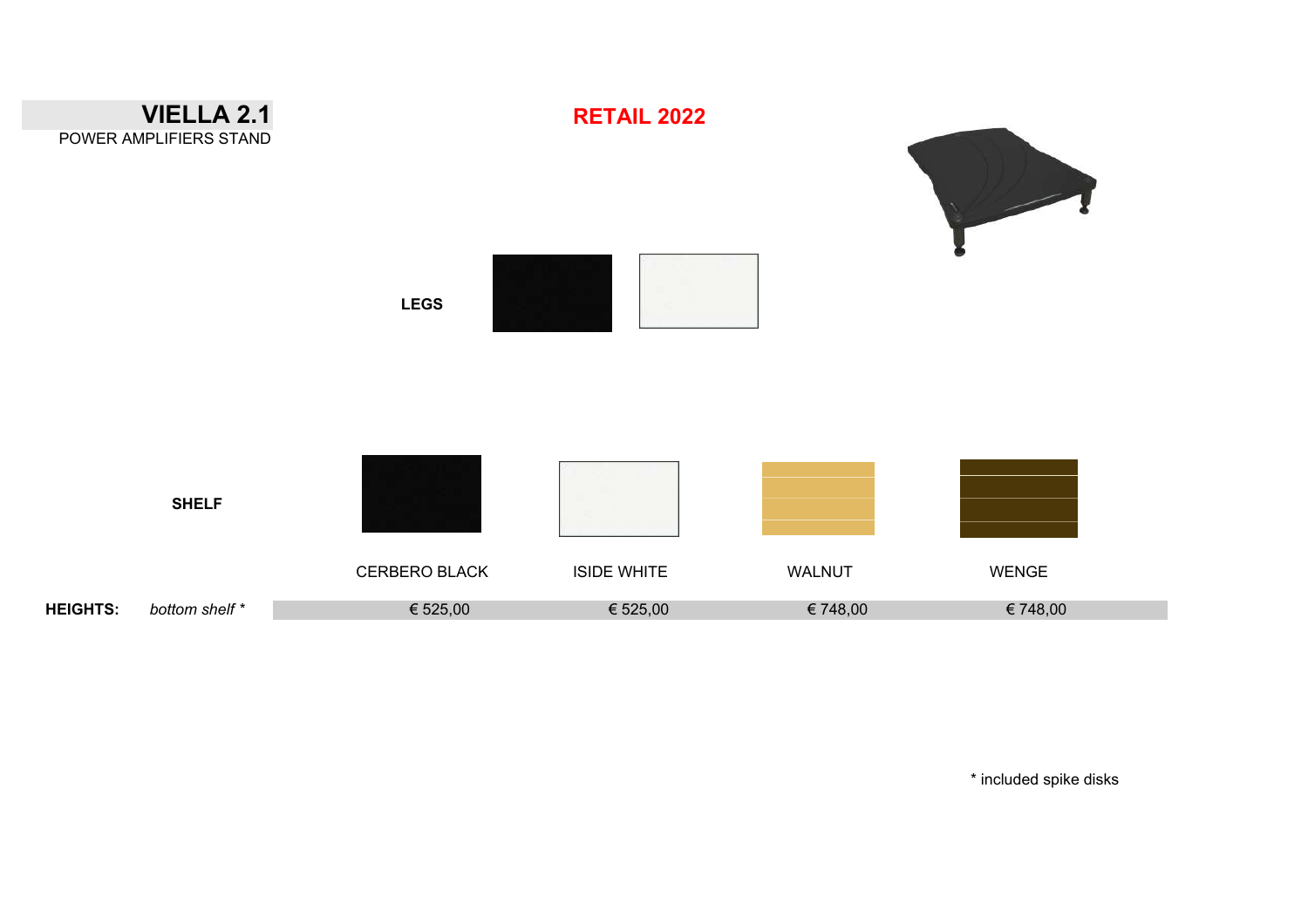# VIELLA 2.1

POWER AMPLIFIERS STAND

**RETAIL 2022**

**LEGS**

**SHELF**

| | | CERBERO BLACK | ISIDE WHITE | WALNUT | WENGE |
|---|---|---|---|---|---|
| **HEIGHTS:** | *bottom shelf ** | € 525,00 | € 525,00 | € 748,00 | € 748,00 |

* included spike disks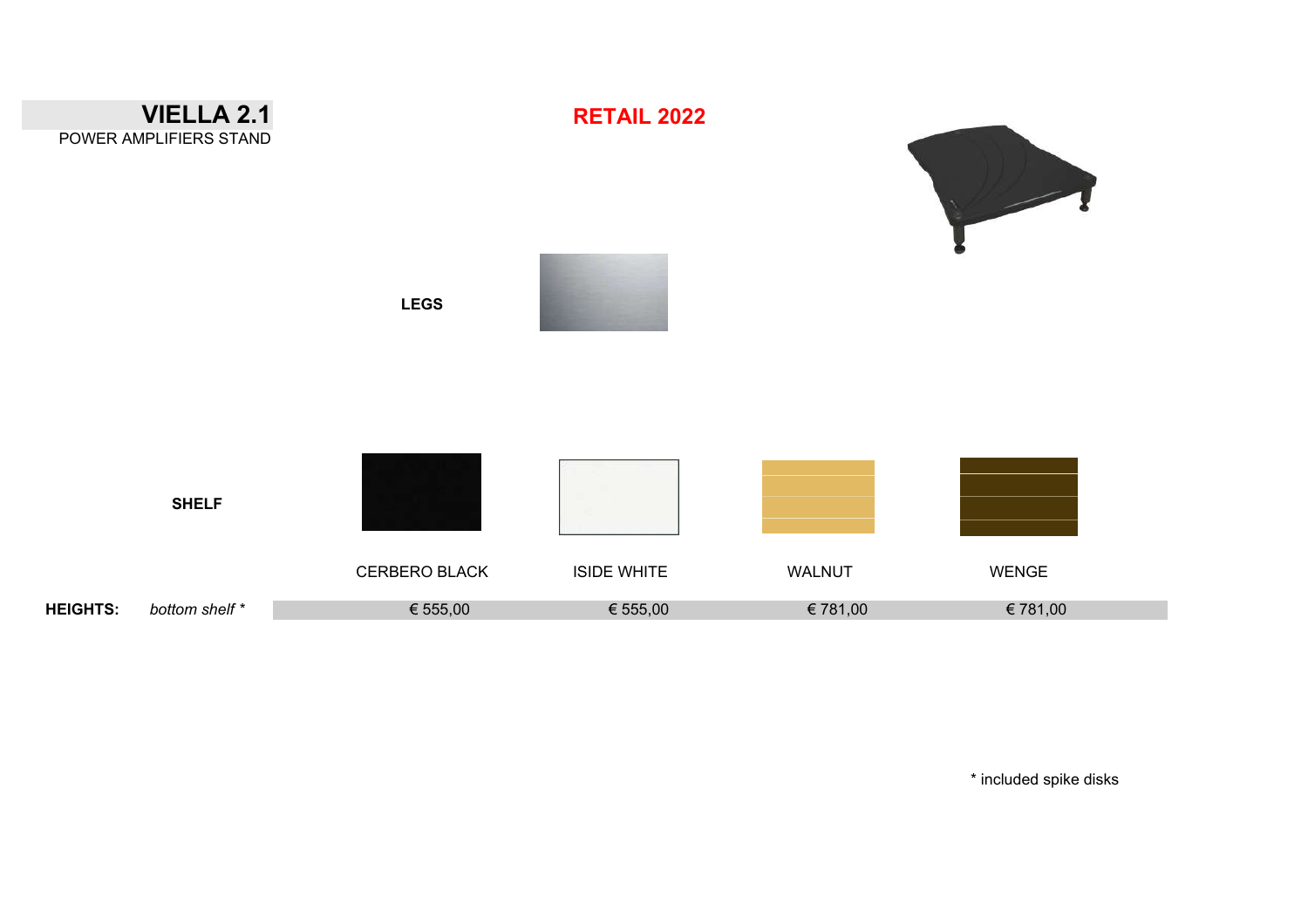# VIELLA 2.1

POWER AMPLIFIERS STAND

**RETAIL 2022**

**LEGS**

| **SHELF** | | CERBERO BLACK | ISIDE WHITE | WALNUT | WENGE |
|---|---|---|---|---|---|
| **HEIGHTS:** | *bottom shelf* * | € 555,00 | € 555,00 | € 781,00 | € 781,00 |

* included spike disks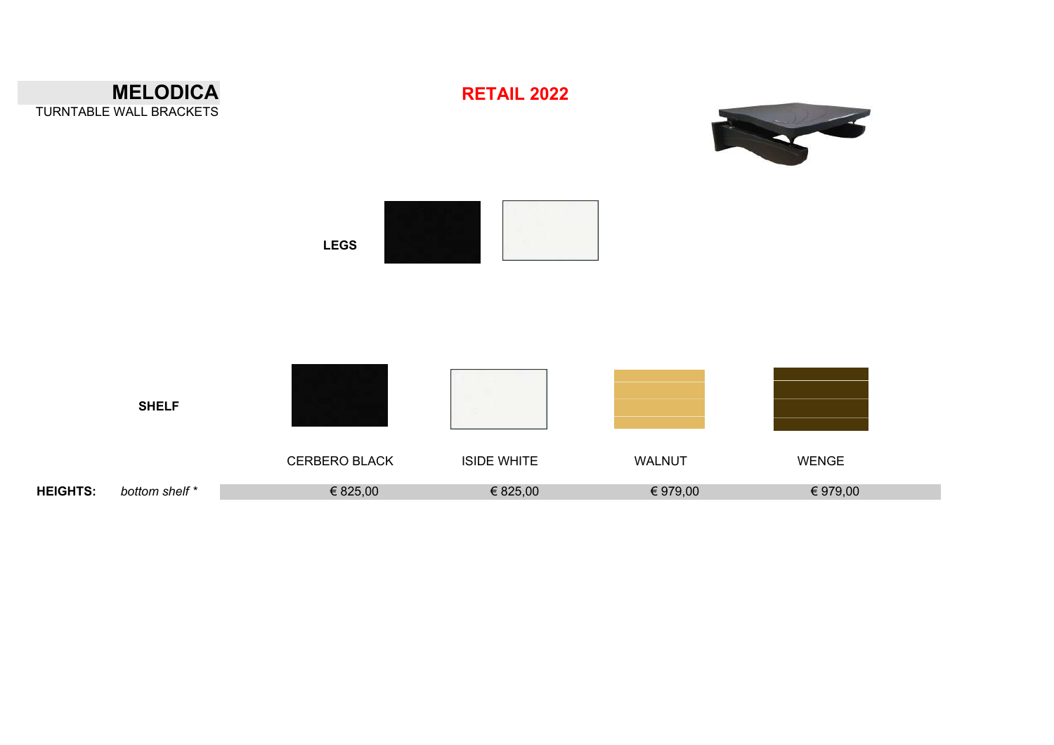# MELODICA

TURNTABLE WALL BRACKETS

**RETAIL 2022**

**LEGS**

**SHELF**

| | | CERBERO BLACK | ISIDE WHITE | WALNUT | WENGE |
|---|---|---|---|---|---|
| **HEIGHTS:** | *bottom shelf ** | € 825,00 | € 825,00 | € 979,00 | € 979,00 |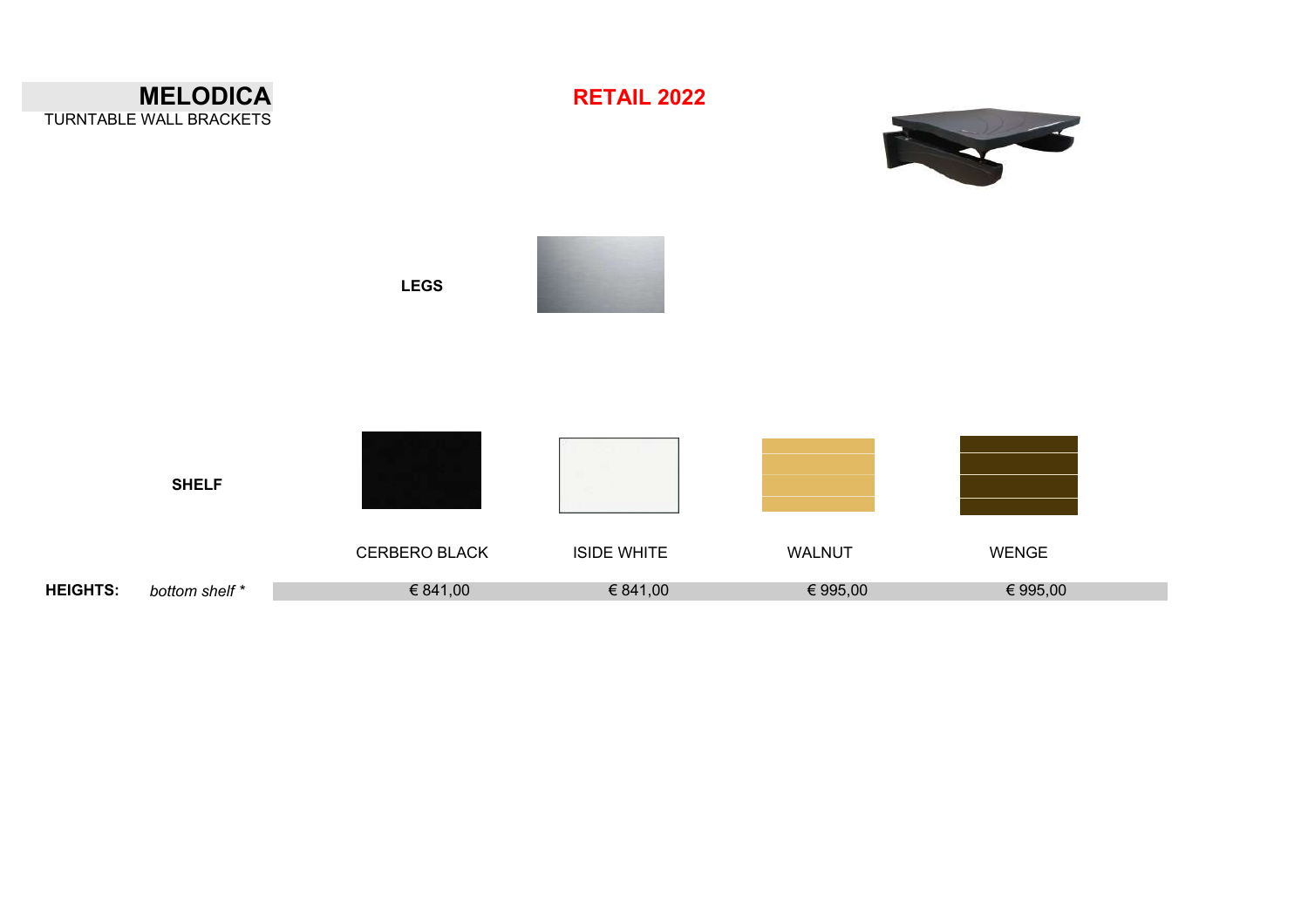# MELODICA

TURNTABLE WALL BRACKETS

## RETAIL 2022

**LEGS**

| **SHELF** | | CERBERO BLACK | ISIDE WHITE | WALNUT | WENGE |
|---|---|---|---|---|---|
| **HEIGHTS:** | *bottom shelf \** | € 841,00 | € 841,00 | € 995,00 | € 995,00 |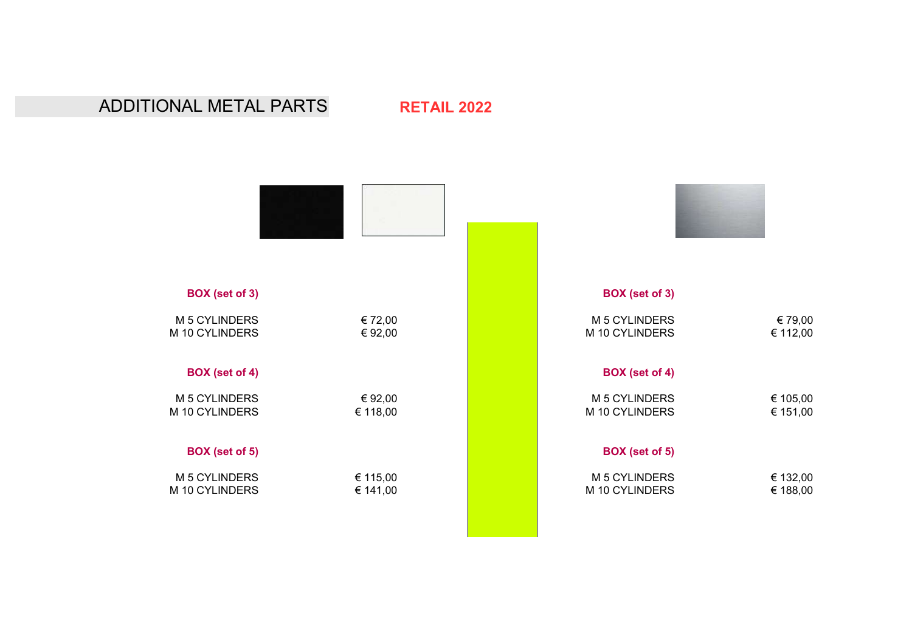# ADDITIONAL METAL PARTS

**RETAIL 2022**

| | Black / White | | Steel |
|---|---|---|---|
| **BOX (set of 3)** | | **BOX (set of 3)** | |
| M 5 CYLINDERS | € 72,00 | M 5 CYLINDERS | € 79,00 |
| M 10 CYLINDERS | € 92,00 | M 10 CYLINDERS | € 112,00 |
| **BOX (set of 4)** | | **BOX (set of 4)** | |
| M 5 CYLINDERS | € 92,00 | M 5 CYLINDERS | € 105,00 |
| M 10 CYLINDERS | € 118,00 | M 10 CYLINDERS | € 151,00 |
| **BOX (set of 5)** | | **BOX (set of 5)** | |
| M 5 CYLINDERS | € 115,00 | M 5 CYLINDERS | € 132,00 |
| M 10 CYLINDERS | € 141,00 | M 10 CYLINDERS | € 188,00 |